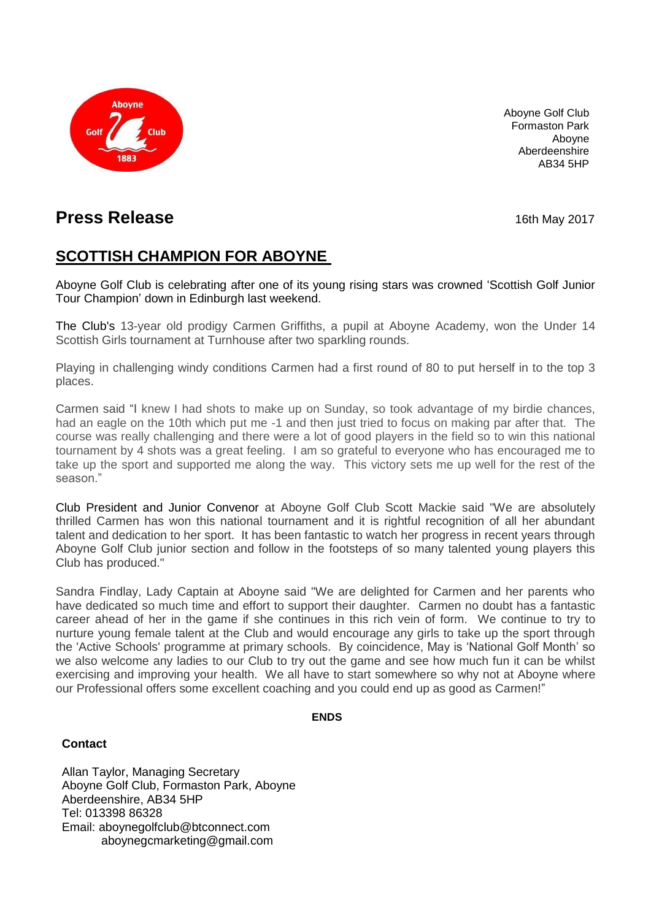Aboyne Golf Club
Formaston Park
Aboyne
Aberdeenshire
AB34 5HP

# Press Release

16th May 2017

## SCOTTISH CHAMPION FOR ABOYNE

Aboyne Golf Club is celebrating after one of its young rising stars was crowned 'Scottish Golf Junior Tour Champion' down in Edinburgh last weekend.

The Club's 13-year old prodigy Carmen Griffiths, a pupil at Aboyne Academy, won the Under 14 Scottish Girls tournament at Turnhouse after two sparkling rounds.

Playing in challenging windy conditions Carmen had a first round of 80 to put herself in to the top 3 places.

Carmen said "I knew I had shots to make up on Sunday, so took advantage of my birdie chances, had an eagle on the 10th which put me -1 and then just tried to focus on making par after that. The course was really challenging and there were a lot of good players in the field so to win this national tournament by 4 shots was a great feeling. I am so grateful to everyone who has encouraged me to take up the sport and supported me along the way. This victory sets me up well for the rest of the season."

Club President and Junior Convenor at Aboyne Golf Club Scott Mackie said "We are absolutely thrilled Carmen has won this national tournament and it is rightful recognition of all her abundant talent and dedication to her sport. It has been fantastic to watch her progress in recent years through Aboyne Golf Club junior section and follow in the footsteps of so many talented young players this Club has produced."

Sandra Findlay, Lady Captain at Aboyne said "We are delighted for Carmen and her parents who have dedicated so much time and effort to support their daughter. Carmen no doubt has a fantastic career ahead of her in the game if she continues in this rich vein of form. We continue to try to nurture young female talent at the Club and would encourage any girls to take up the sport through the 'Active Schools' programme at primary schools. By coincidence, May is 'National Golf Month' so we also welcome any ladies to our Club to try out the game and see how much fun it can be whilst exercising and improving your health. We all have to start somewhere so why not at Aboyne where our Professional offers some excellent coaching and you could end up as good as Carmen!"

**ENDS**

**Contact**

Allan Taylor, Managing Secretary
Aboyne Golf Club, Formaston Park, Aboyne
Aberdeenshire, AB34 5HP
Tel: 013398 86328
Email: aboynegolfclub@btconnect.com
aboynegcmarketing@gmail.com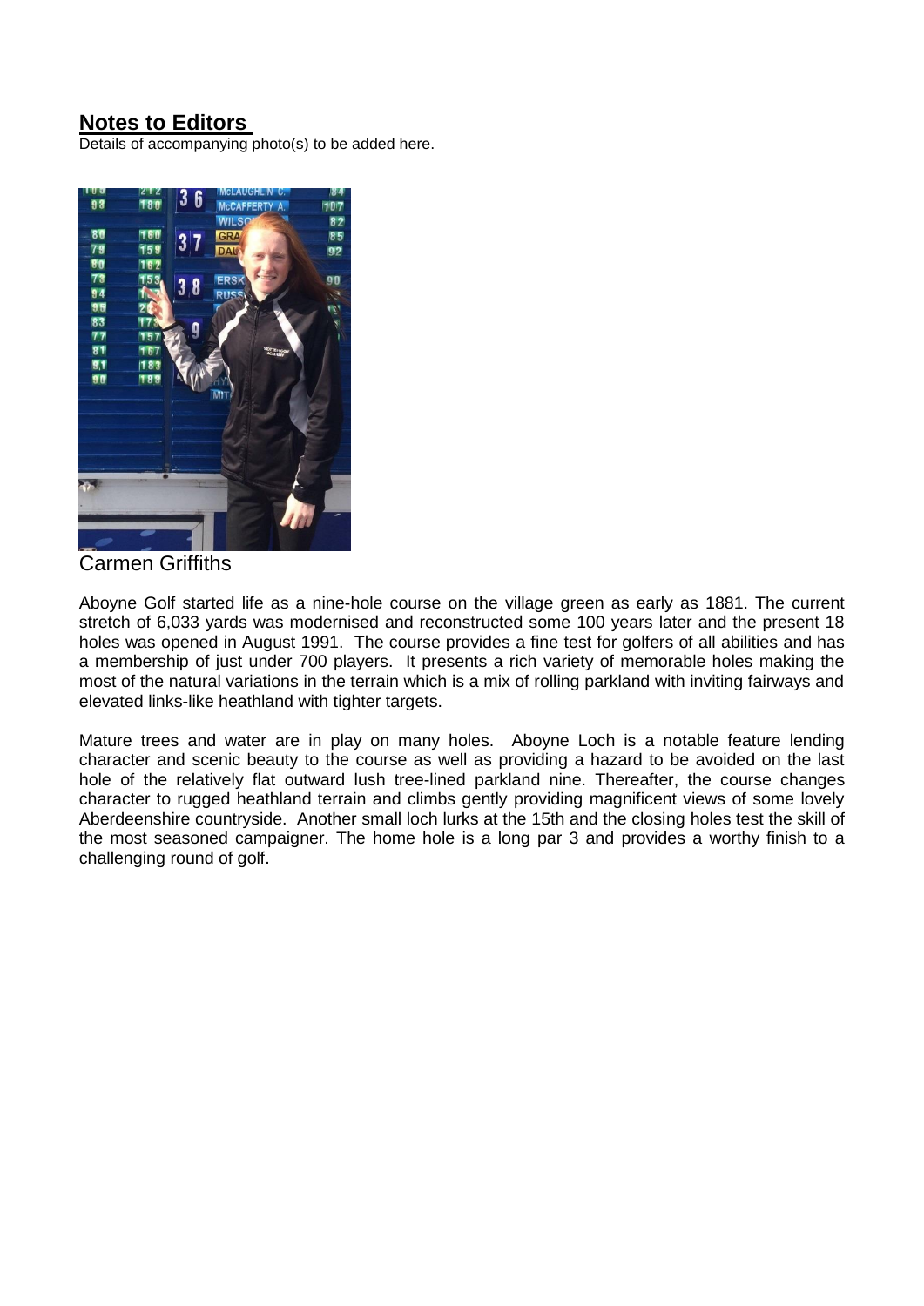## **Notes to Editors**

Details of accompanying photo(s) to be added here.

Carmen Griffiths

Aboyne Golf started life as a nine-hole course on the village green as early as 1881. The current stretch of 6,033 yards was modernised and reconstructed some 100 years later and the present 18 holes was opened in August 1991. The course provides a fine test for golfers of all abilities and has a membership of just under 700 players. It presents a rich variety of memorable holes making the most of the natural variations in the terrain which is a mix of rolling parkland with inviting fairways and elevated links-like heathland with tighter targets.

Mature trees and water are in play on many holes. Aboyne Loch is a notable feature lending character and scenic beauty to the course as well as providing a hazard to be avoided on the last hole of the relatively flat outward lush tree-lined parkland nine. Thereafter, the course changes character to rugged heathland terrain and climbs gently providing magnificent views of some lovely Aberdeenshire countryside. Another small loch lurks at the 15th and the closing holes test the skill of the most seasoned campaigner. The home hole is a long par 3 and provides a worthy finish to a challenging round of golf.